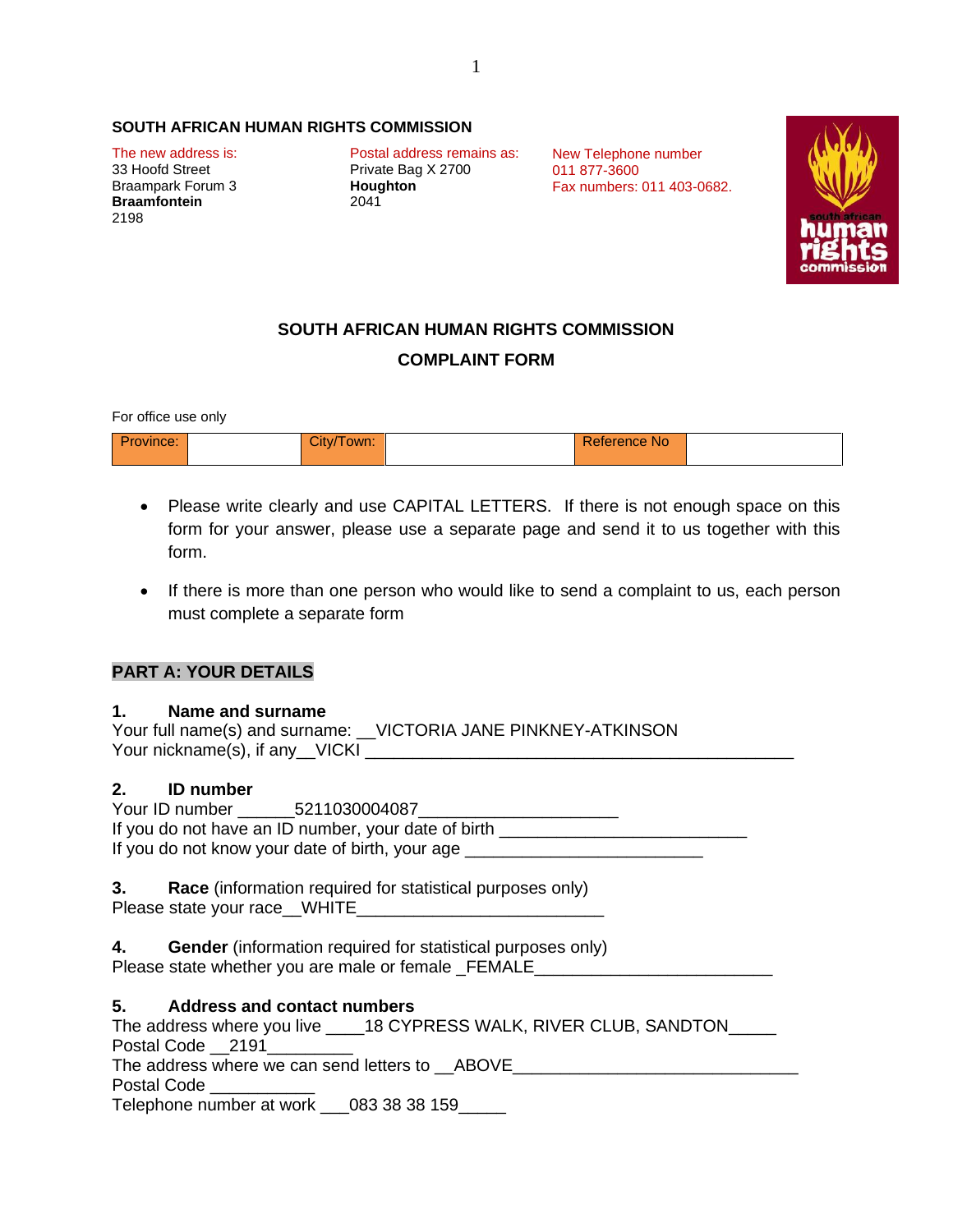**SOUTH AFRICAN HUMAN RIGHTS COMMISSION**

The new address is:
33 Hoofd Street
Braampark Forum 3
**Braamfontein**
2198

Postal address remains as:
Private Bag X 2700
**Houghton**
2041

New Telephone number
011 877-3600
Fax numbers: 011 403-0682.

## SOUTH AFRICAN HUMAN RIGHTS COMMISSION

## COMPLAINT FORM

For office use only

| Province: | | City/Town: | | Reference No | |
|---|---|---|---|---|---|

- Please write clearly and use CAPITAL LETTERS. If there is not enough space on this form for your answer, please use a separate page and send it to us together with this form.
- If there is more than one person who would like to send a complaint to us, each person must complete a separate form

### PART A: YOUR DETAILS

**1. Name and surname**
Your full name(s) and surname: __VICTORIA JANE PINKNEY-ATKINSON
Your nickname(s), if any__VICKI ___________________________________________

**2. ID number**
Your ID number ______5211030004087_____________________
If you do not have an ID number, your date of birth _________________________
If you do not know your date of birth, your age ________________________

**3. Race** (information required for statistical purposes only)
Please state your race__WHITE_________________________

**4. Gender** (information required for statistical purposes only)
Please state whether you are male or female _FEMALE________________________

**5. Address and contact numbers**
The address where you live ____18 CYPRESS WALK, RIVER CLUB, SANDTON_____
Postal Code __2191_________
The address where we can send letters to __ABOVE______________________________
Postal Code ___________
Telephone number at work ___083 38 38 159_____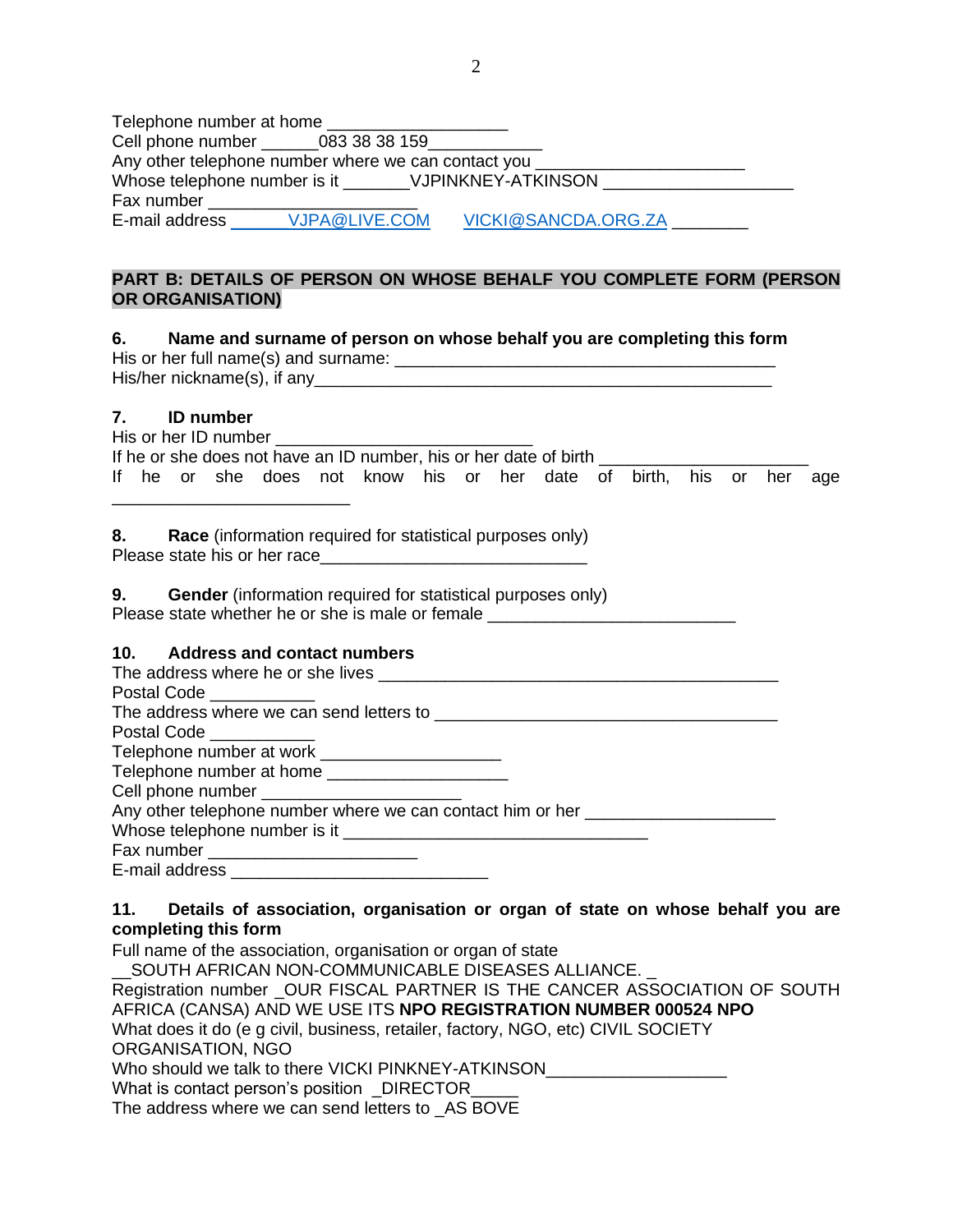Telephone number at home ___________________
Cell phone number ______083 38 38 159____________
Any other telephone number where we can contact you ______________________
Whose telephone number is it _______VJPINKNEY-ATKINSON ___________________
Fax number _______________________
E-mail address ______VJPA@LIVE.COM      VICKI@SANCDA.ORG.ZA ________

**PART B: DETAILS OF PERSON ON WHOSE BEHALF YOU COMPLETE FORM (PERSON OR ORGANISATION)**

**6. Name and surname of person on whose behalf you are completing this form**
His or her full name(s) and surname: _________________________________________
His/her nickname(s), if any__________________________________________________

**7. ID number**
His or her ID number ____________________________
If he or she does not have an ID number, his or her date of birth _______________________
If he or she does not know his or her date of birth, his or her age __________________________

**8. Race** (information required for statistical purposes only)
Please state his or her race_____________________________

**9. Gender** (information required for statistical purposes only)
Please state whether he or she is male or female ___________________________

**10. Address and contact numbers**
The address where he or she lives ____________________________________________
Postal Code ___________
The address where we can send letters to _____________________________________
Postal Code ___________
Telephone number at work ___________________
Telephone number at home ___________________
Cell phone number ______________________
Any other telephone number where we can contact him or her ____________________
Whose telephone number is it _________________________________
Fax number _______________________
E-mail address ____________________________

**11. Details of association, organisation or organ of state on whose behalf you are completing this form**
Full name of the association, organisation or organ of state
__SOUTH AFRICAN NON-COMMUNICABLE DISEASES ALLIANCE. _
Registration number _OUR FISCAL PARTNER IS THE CANCER ASSOCIATION OF SOUTH AFRICA (CANSA) AND WE USE ITS **NPO REGISTRATION NUMBER 000524 NPO**
What does it do (e g civil, business, retailer, factory, NGO, etc) CIVIL SOCIETY ORGANISATION, NGO
Who should we talk to there VICKI PINKNEY-ATKINSON___________________
What is contact person's position _DIRECTOR_____
The address where we can send letters to _AS BOVE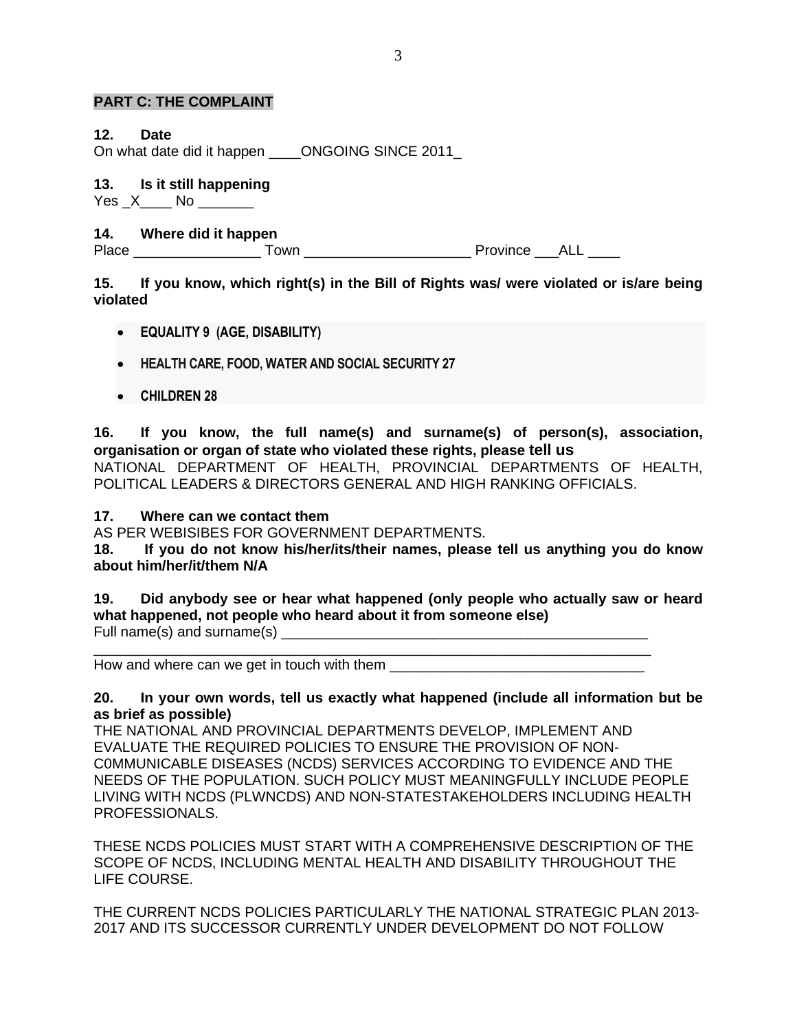## PART C: THE COMPLAINT

**12. Date**

On what date did it happen ____ONGOING SINCE 2011_

**13. Is it still happening**

Yes _X____ No _______

**14. Where did it happen**

Place ________________ Town _____________________ Province ___ALL ____

**15. If you know, which right(s) in the Bill of Rights was/ were violated or is/are being violated**

- **EQUALITY 9 (AGE, DISABILITY)**
- **HEALTH CARE, FOOD, WATER AND SOCIAL SECURITY 27**
- **CHILDREN 28**

**16. If you know, the full name(s) and surname(s) of person(s), association, organisation or organ of state who violated these rights, please tell us**

NATIONAL DEPARTMENT OF HEALTH, PROVINCIAL DEPARTMENTS OF HEALTH, POLITICAL LEADERS & DIRECTORS GENERAL AND HIGH RANKING OFFICIALS.

**17. Where can we contact them**

AS PER WEBISIBES FOR GOVERNMENT DEPARTMENTS.

**18. If you do not know his/her/its/their names, please tell us anything you do know about him/her/it/them N/A**

**19. Did anybody see or hear what happened (only people who actually saw or heard what happened, not people who heard about it from someone else)**

Full name(s) and surname(s) _______________________________________________

___________________________________________________________________________

How and where can we get in touch with them ________________________________

**20. In your own words, tell us exactly what happened (include all information but be as brief as possible)**

THE NATIONAL AND PROVINCIAL DEPARTMENTS DEVELOP, IMPLEMENT AND EVALUATE THE REQUIRED POLICIES TO ENSURE THE PROVISION OF NON-C0MMUNICABLE DISEASES (NCDS) SERVICES ACCORDING TO EVIDENCE AND THE NEEDS OF THE POPULATION. SUCH POLICY MUST MEANINGFULLY INCLUDE PEOPLE LIVING WITH NCDS (PLWNCDS) AND NON-STATESTAKEHOLDERS INCLUDING HEALTH PROFESSIONALS.

THESE NCDS POLICIES MUST START WITH A COMPREHENSIVE DESCRIPTION OF THE SCOPE OF NCDS, INCLUDING MENTAL HEALTH AND DISABILITY THROUGHOUT THE LIFE COURSE.

THE CURRENT NCDS POLICIES PARTICULARLY THE NATIONAL STRATEGIC PLAN 2013-2017 AND ITS SUCCESSOR CURRENTLY UNDER DEVELOPMENT DO NOT FOLLOW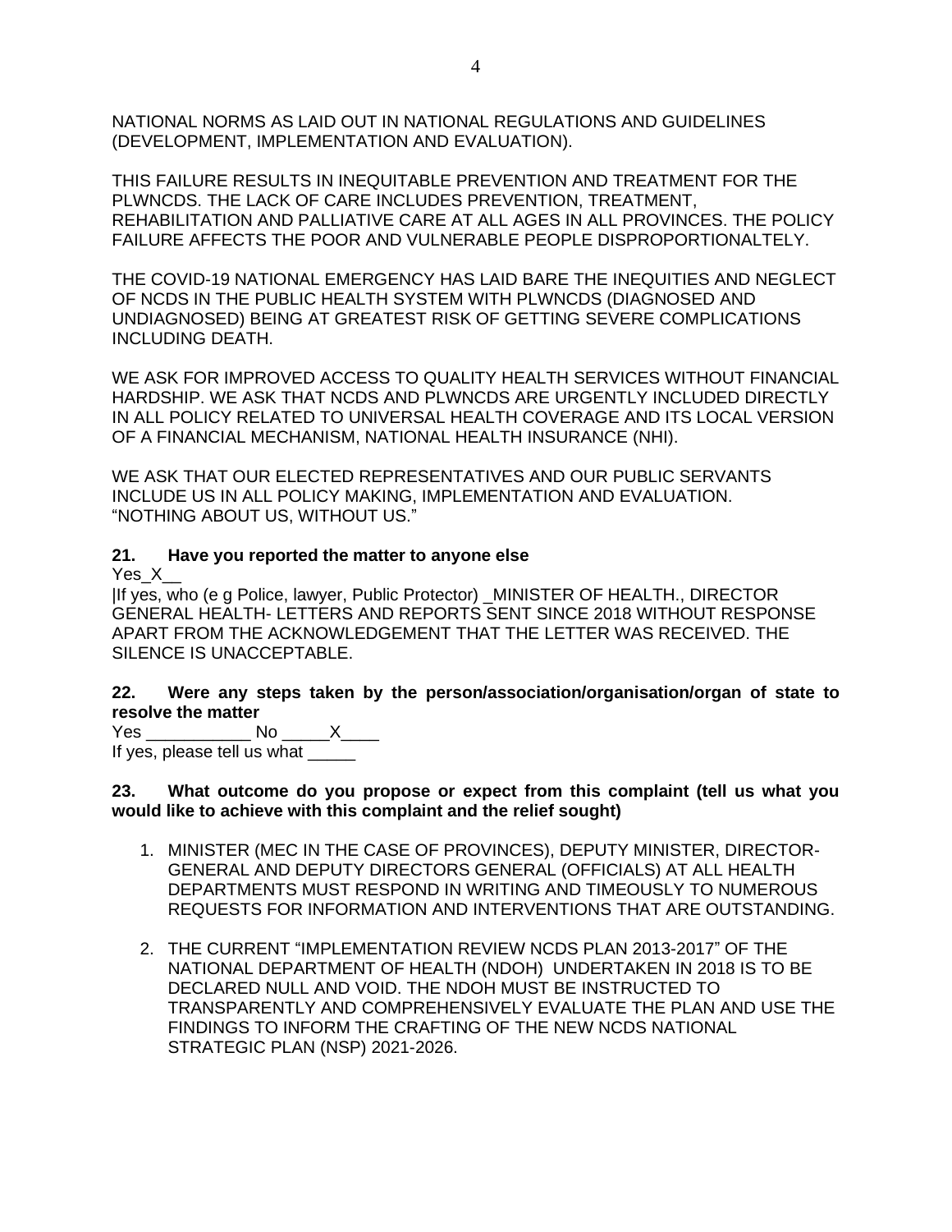NATIONAL NORMS AS LAID OUT IN NATIONAL REGULATIONS AND GUIDELINES (DEVELOPMENT, IMPLEMENTATION AND EVALUATION).

THIS FAILURE RESULTS IN INEQUITABLE PREVENTION AND TREATMENT FOR THE PLWNCDS. THE LACK OF CARE INCLUDES PREVENTION, TREATMENT, REHABILITATION AND PALLIATIVE CARE AT ALL AGES IN ALL PROVINCES. THE POLICY FAILURE AFFECTS THE POOR AND VULNERABLE PEOPLE DISPROPORTIONALTELY.

THE COVID-19 NATIONAL EMERGENCY HAS LAID BARE THE INEQUITIES AND NEGLECT OF NCDS IN THE PUBLIC HEALTH SYSTEM WITH PLWNCDS (DIAGNOSED AND UNDIAGNOSED) BEING AT GREATEST RISK OF GETTING SEVERE COMPLICATIONS INCLUDING DEATH.

WE ASK FOR IMPROVED ACCESS TO QUALITY HEALTH SERVICES WITHOUT FINANCIAL HARDSHIP. WE ASK THAT NCDS AND PLWNCDS ARE URGENTLY INCLUDED DIRECTLY IN ALL POLICY RELATED TO UNIVERSAL HEALTH COVERAGE AND ITS LOCAL VERSION OF A FINANCIAL MECHANISM, NATIONAL HEALTH INSURANCE (NHI).

WE ASK THAT OUR ELECTED REPRESENTATIVES AND OUR PUBLIC SERVANTS INCLUDE US IN ALL POLICY MAKING, IMPLEMENTATION AND EVALUATION. "NOTHING ABOUT US, WITHOUT US."

**21. Have you reported the matter to anyone else**

Yes_X__

|If yes, who (e g Police, lawyer, Public Protector) _MINISTER OF HEALTH., DIRECTOR GENERAL HEALTH- LETTERS AND REPORTS SENT SINCE 2018 WITHOUT RESPONSE APART FROM THE ACKNOWLEDGEMENT THAT THE LETTER WAS RECEIVED. THE SILENCE IS UNACCEPTABLE.

**22. Were any steps taken by the person/association/organisation/organ of state to resolve the matter**

Yes ___________ No _____X____

If yes, please tell us what _____

**23. What outcome do you propose or expect from this complaint (tell us what you would like to achieve with this complaint and the relief sought)**

1. MINISTER (MEC IN THE CASE OF PROVINCES), DEPUTY MINISTER, DIRECTOR-GENERAL AND DEPUTY DIRECTORS GENERAL (OFFICIALS) AT ALL HEALTH DEPARTMENTS MUST RESPOND IN WRITING AND TIMEOUSLY TO NUMEROUS REQUESTS FOR INFORMATION AND INTERVENTIONS THAT ARE OUTSTANDING.

2. THE CURRENT "IMPLEMENTATION REVIEW NCDS PLAN 2013-2017" OF THE NATIONAL DEPARTMENT OF HEALTH (NDOH) UNDERTAKEN IN 2018 IS TO BE DECLARED NULL AND VOID. THE NDOH MUST BE INSTRUCTED TO TRANSPARENTLY AND COMPREHENSIVELY EVALUATE THE PLAN AND USE THE FINDINGS TO INFORM THE CRAFTING OF THE NEW NCDS NATIONAL STRATEGIC PLAN (NSP) 2021-2026.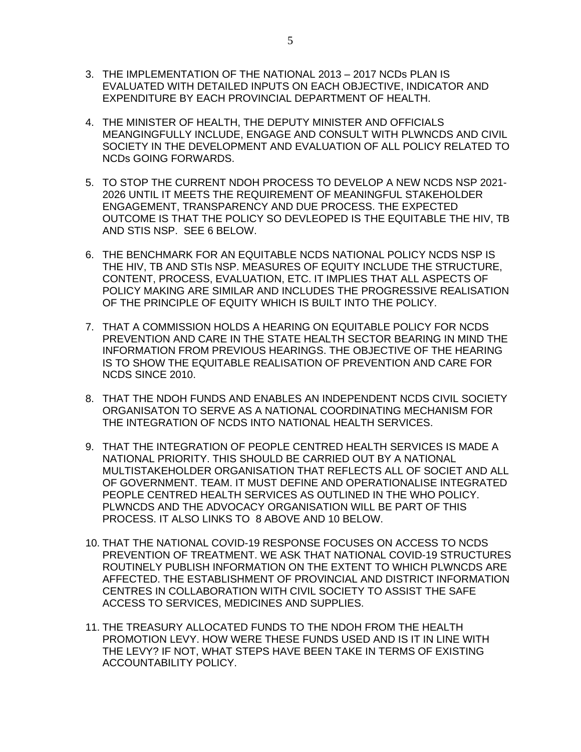3. THE IMPLEMENTATION OF THE NATIONAL 2013 – 2017 NCDs PLAN IS EVALUATED WITH DETAILED INPUTS ON EACH OBJECTIVE, INDICATOR AND EXPENDITURE BY EACH PROVINCIAL DEPARTMENT OF HEALTH.

4. THE MINISTER OF HEALTH, THE DEPUTY MINISTER AND OFFICIALS MEANGINGFULLY INCLUDE, ENGAGE AND CONSULT WITH PLWNCDS AND CIVIL SOCIETY IN THE DEVELOPMENT AND EVALUATION OF ALL POLICY RELATED TO NCDs GOING FORWARDS.

5. TO STOP THE CURRENT NDOH PROCESS TO DEVELOP A NEW NCDS NSP 2021-2026 UNTIL IT MEETS THE REQUIREMENT OF MEANINGFUL STAKEHOLDER ENGAGEMENT, TRANSPARENCY AND DUE PROCESS. THE EXPECTED OUTCOME IS THAT THE POLICY SO DEVLEOPED IS THE EQUITABLE THE HIV, TB AND STIS NSP. SEE 6 BELOW.

6. THE BENCHMARK FOR AN EQUITABLE NCDS NATIONAL POLICY NCDS NSP IS THE HIV, TB AND STIs NSP. MEASURES OF EQUITY INCLUDE THE STRUCTURE, CONTENT, PROCESS, EVALUATION, ETC. IT IMPLIES THAT ALL ASPECTS OF POLICY MAKING ARE SIMILAR AND INCLUDES THE PROGRESSIVE REALISATION OF THE PRINCIPLE OF EQUITY WHICH IS BUILT INTO THE POLICY.

7. THAT A COMMISSION HOLDS A HEARING ON EQUITABLE POLICY FOR NCDS PREVENTION AND CARE IN THE STATE HEALTH SECTOR BEARING IN MIND THE INFORMATION FROM PREVIOUS HEARINGS. THE OBJECTIVE OF THE HEARING IS TO SHOW THE EQUITABLE REALISATION OF PREVENTION AND CARE FOR NCDS SINCE 2010.

8. THAT THE NDOH FUNDS AND ENABLES AN INDEPENDENT NCDS CIVIL SOCIETY ORGANISATON TO SERVE AS A NATIONAL COORDINATING MECHANISM FOR THE INTEGRATION OF NCDS INTO NATIONAL HEALTH SERVICES.

9. THAT THE INTEGRATION OF PEOPLE CENTRED HEALTH SERVICES IS MADE A NATIONAL PRIORITY. THIS SHOULD BE CARRIED OUT BY A NATIONAL MULTISTAKEHOLDER ORGANISATION THAT REFLECTS ALL OF SOCIET AND ALL OF GOVERNMENT. TEAM. IT MUST DEFINE AND OPERATIONALISE INTEGRATED PEOPLE CENTRED HEALTH SERVICES AS OUTLINED IN THE WHO POLICY. PLWNCDS AND THE ADVOCACY ORGANISATION WILL BE PART OF THIS PROCESS. IT ALSO LINKS TO 8 ABOVE AND 10 BELOW.

10. THAT THE NATIONAL COVID-19 RESPONSE FOCUSES ON ACCESS TO NCDS PREVENTION OF TREATMENT. WE ASK THAT NATIONAL COVID-19 STRUCTURES ROUTINELY PUBLISH INFORMATION ON THE EXTENT TO WHICH PLWNCDS ARE AFFECTED. THE ESTABLISHMENT OF PROVINCIAL AND DISTRICT INFORMATION CENTRES IN COLLABORATION WITH CIVIL SOCIETY TO ASSIST THE SAFE ACCESS TO SERVICES, MEDICINES AND SUPPLIES.

11. THE TREASURY ALLOCATED FUNDS TO THE NDOH FROM THE HEALTH PROMOTION LEVY. HOW WERE THESE FUNDS USED AND IS IT IN LINE WITH THE LEVY? IF NOT, WHAT STEPS HAVE BEEN TAKE IN TERMS OF EXISTING ACCOUNTABILITY POLICY.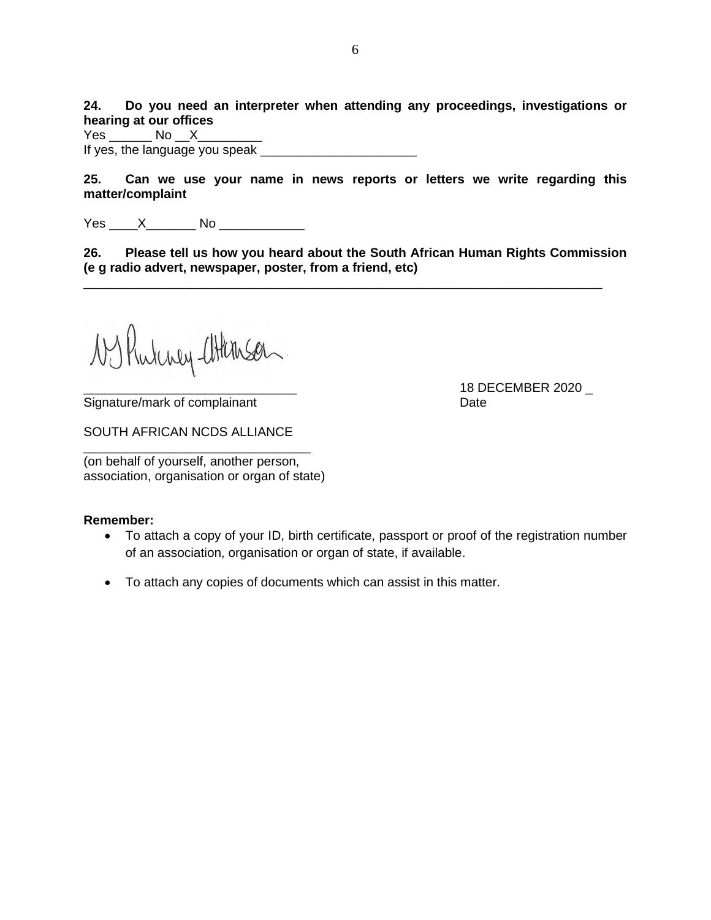**24. Do you need an interpreter when attending any proceedings, investigations or hearing at our offices**

Yes ______ No __X_________

If yes, the language you speak ______________________

**25. Can we use your name in news reports or letters we write regarding this matter/complaint**

Yes ____X_______ No ____________

**26. Please tell us how you heard about the South African Human Rights Commission (e g radio advert, newspaper, poster, from a friend, etc)**

___________________________________________________________________________

NJ Pinkney-Atkinson

______________________________ 18 DECEMBER 2020 _

Signature/mark of complainant Date

SOUTH AFRICAN NCDS ALLIANCE

________________________________

(on behalf of yourself, another person, association, organisation or organ of state)

**Remember:**

- To attach a copy of your ID, birth certificate, passport or proof of the registration number of an association, organisation or organ of state, if available.
- To attach any copies of documents which can assist in this matter.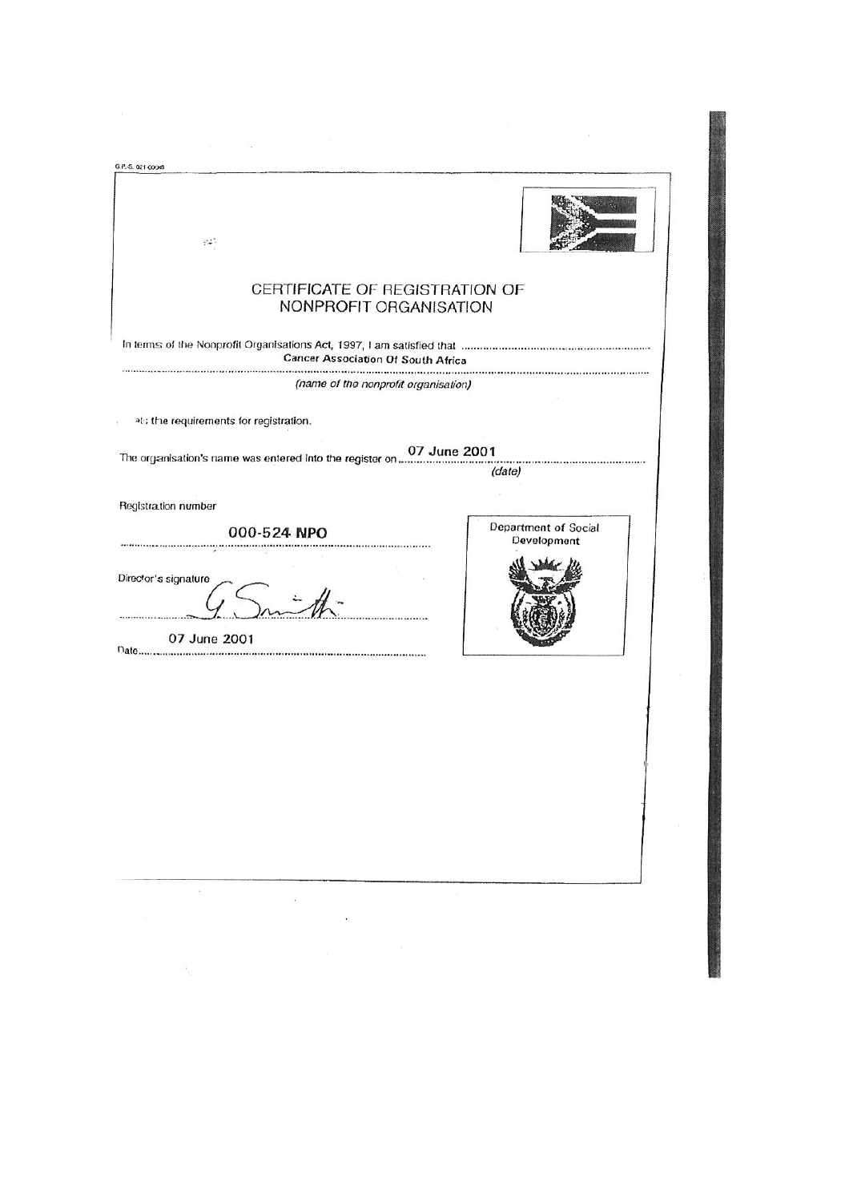G.P.-S. 021-0004

# CERTIFICATE OF REGISTRATION OF NONPROFIT ORGANISATION

In terms of the Nonprofit Organisations Act, 1997, I am satisfied that

**Cancer Association Of South Africa**

*(name of the nonprofit organisation)*

at the requirements for registration.

The organisation's name was entered into the register on **07 June 2001**

*(date)*

Registration number

**000-524 NPO**

Director's signature

G. Smith

Date **07 June 2001**

Department of Social Development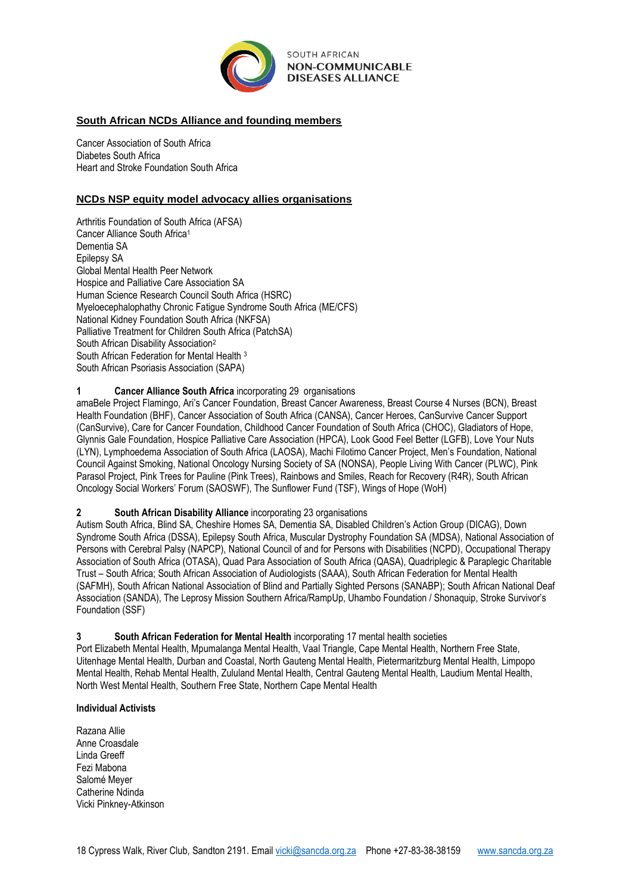SOUTH AFRICAN
**NON-COMMUNICABLE DISEASES ALLIANCE**

## South African NCDs Alliance and founding members

Cancer Association of South Africa
Diabetes South Africa
Heart and Stroke Foundation South Africa

## NCDs NSP equity model advocacy allies organisations

Arthritis Foundation of South Africa (AFSA)
Cancer Alliance South Africa[1]
Dementia SA
Epilepsy SA
Global Mental Health Peer Network
Hospice and Palliative Care Association SA
Human Science Research Council South Africa (HSRC)
Myeloecephalophathy Chronic Fatigue Syndrome South Africa (ME/CFS)
National Kidney Foundation South Africa (NKFSA)
Palliative Treatment for Children South Africa (PatchSA)
South African Disability Association[2]
South African Federation for Mental Health [3]
South African Psoriasis Association (SAPA)

**1 Cancer Alliance South Africa** incorporating 29 organisations
amaBele Project Flamingo, Ari's Cancer Foundation, Breast Cancer Awareness, Breast Course 4 Nurses (BCN), Breast Health Foundation (BHF), Cancer Association of South Africa (CANSA), Cancer Heroes, CanSurvive Cancer Support (CanSurvive), Care for Cancer Foundation, Childhood Cancer Foundation of South Africa (CHOC), Gladiators of Hope, Glynnis Gale Foundation, Hospice Palliative Care Association (HPCA), Look Good Feel Better (LGFB), Love Your Nuts (LYN), Lymphoedema Association of South Africa (LAOSA), Machi Filotimo Cancer Project, Men's Foundation, National Council Against Smoking, National Oncology Nursing Society of SA (NONSA), People Living With Cancer (PLWC), Pink Parasol Project, Pink Trees for Pauline (Pink Trees), Rainbows and Smiles, Reach for Recovery (R4R), South African Oncology Social Workers' Forum (SAOSWF), The Sunflower Fund (TSF), Wings of Hope (WoH)

**2 South African Disability Alliance** incorporating 23 organisations
Autism South Africa, Blind SA, Cheshire Homes SA, Dementia SA, Disabled Children's Action Group (DICAG), Down Syndrome South Africa (DSSA), Epilepsy South Africa, Muscular Dystrophy Foundation SA (MDSA), National Association of Persons with Cerebral Palsy (NAPCP), National Council of and for Persons with Disabilities (NCPD), Occupational Therapy Association of South Africa (OTASA), Quad Para Association of South Africa (QASA), Quadriplegic & Paraplegic Charitable Trust – South Africa; South African Association of Audiologists (SAAA), South African Federation for Mental Health (SAFMH), South African National Association of Blind and Partially Sighted Persons (SANABP); South African National Deaf Association (SANDA), The Leprosy Mission Southern Africa/RampUp, Uhambo Foundation / Shonaquip, Stroke Survivor's Foundation (SSF)

**3 South African Federation for Mental Health** incorporating 17 mental health societies
Port Elizabeth Mental Health, Mpumalanga Mental Health, Vaal Triangle, Cape Mental Health, Northern Free State, Uitenhage Mental Health, Durban and Coastal, North Gauteng Mental Health, Pietermaritzburg Mental Health, Limpopo Mental Health, Rehab Mental Health, Zululand Mental Health, Central Gauteng Mental Health, Laudium Mental Health, North West Mental Health, Southern Free State, Northern Cape Mental Health

**Individual Activists**

Razana Allie
Anne Croasdale
Linda Greeff
Fezi Mabona
Salomé Meyer
Catherine Ndinda
Vicki Pinkney-Atkinson

18 Cypress Walk, River Club, Sandton 2191. Email vicki@sancda.org.za Phone +27-83-38-38159 www.sancda.org.za